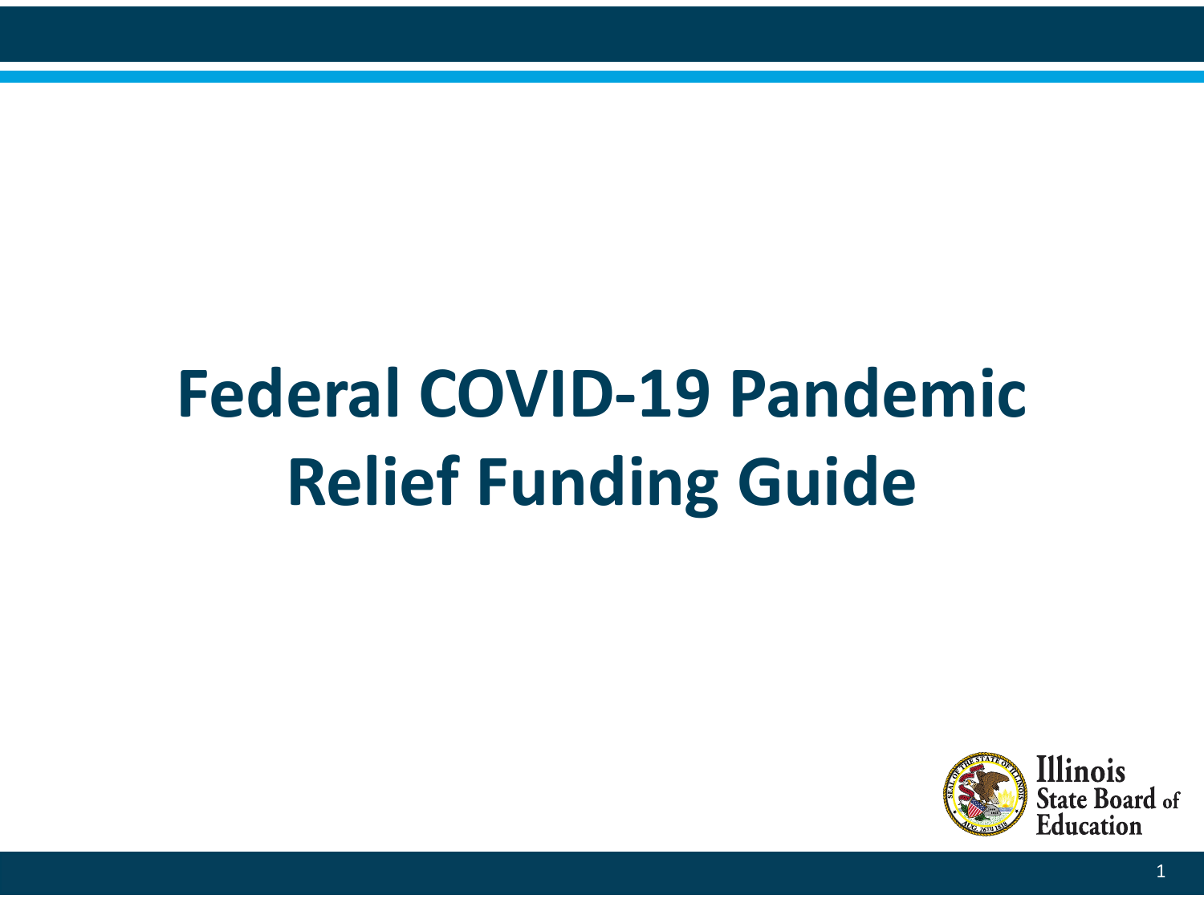# Federal COVID-19 Pandemic Relief Funding Guide

Illinois State Board of Education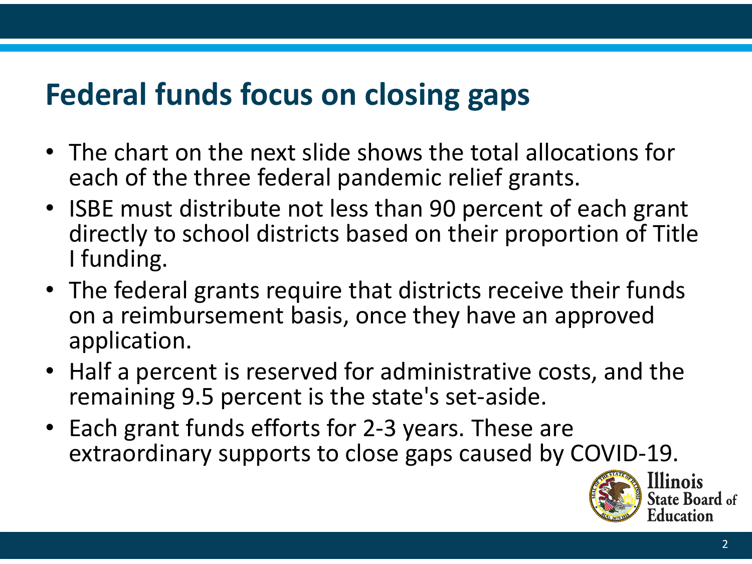# Federal funds focus on closing gaps

- The chart on the next slide shows the total allocations for each of the three federal pandemic relief grants.
- ISBE must distribute not less than 90 percent of each grant directly to school districts based on their proportion of Title I funding.
- The federal grants require that districts receive their funds on a reimbursement basis, once they have an approved application.
- Half a percent is reserved for administrative costs, and the remaining 9.5 percent is the state's set-aside.
- Each grant funds efforts for 2-3 years. These are extraordinary supports to close gaps caused by COVID-19.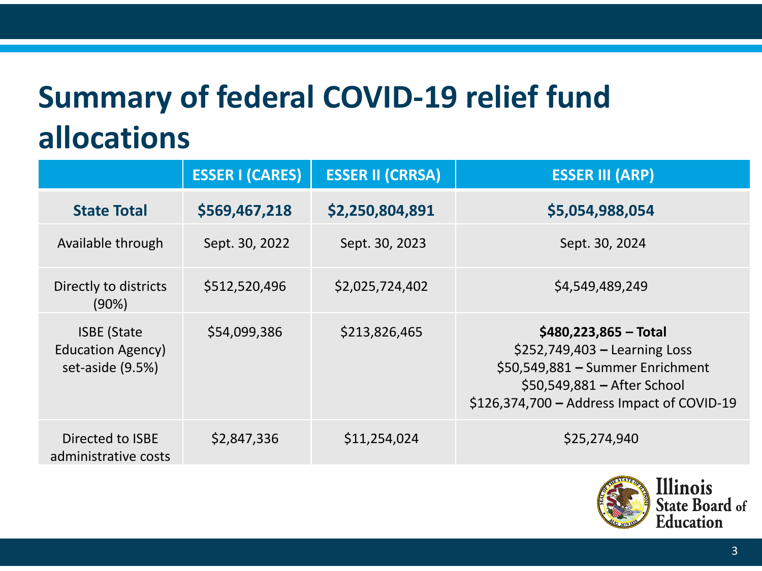# Summary of federal COVID-19 relief fund allocations

| | ESSER I (CARES) | ESSER II (CRRSA) | ESSER III (ARP) |
|---|---|---|---|
| **State Total** | **$569,467,218** | **$2,250,804,891** | **$5,054,988,054** |
| Available through | Sept. 30, 2022 | Sept. 30, 2023 | Sept. 30, 2024 |
| Directly to districts (90%) | $512,520,496 | $2,025,724,402 | $4,549,489,249 |
| ISBE (State Education Agency) set-aside (9.5%) | $54,099,386 | $213,826,465 | **$480,223,865 – Total**<br>$252,749,403 – Learning Loss<br>$50,549,881 – Summer Enrichment<br>$50,549,881 – After School<br>$126,374,700 – Address Impact of COVID-19 |
| Directed to ISBE administrative costs | $2,847,336 | $11,254,024 | $25,274,940 |

Illinois State Board of Education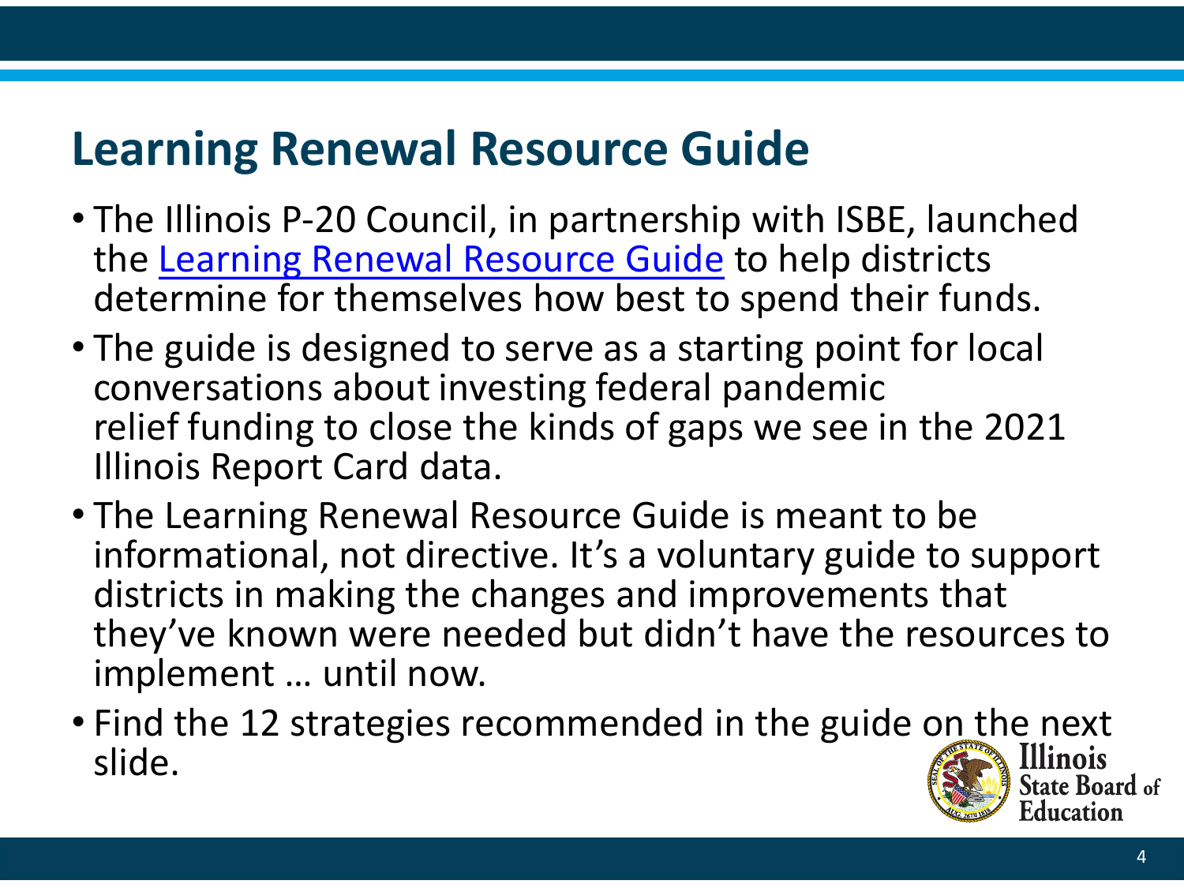## Learning Renewal Resource Guide

- The Illinois P-20 Council, in partnership with ISBE, launched the Learning Renewal Resource Guide to help districts determine for themselves how best to spend their funds.
- The guide is designed to serve as a starting point for local conversations about investing federal pandemic relief funding to close the kinds of gaps we see in the 2021 Illinois Report Card data.
- The Learning Renewal Resource Guide is meant to be informational, not directive. It's a voluntary guide to support districts in making the changes and improvements that they've known were needed but didn't have the resources to implement … until now.
- Find the 12 strategies recommended in the guide on the next slide.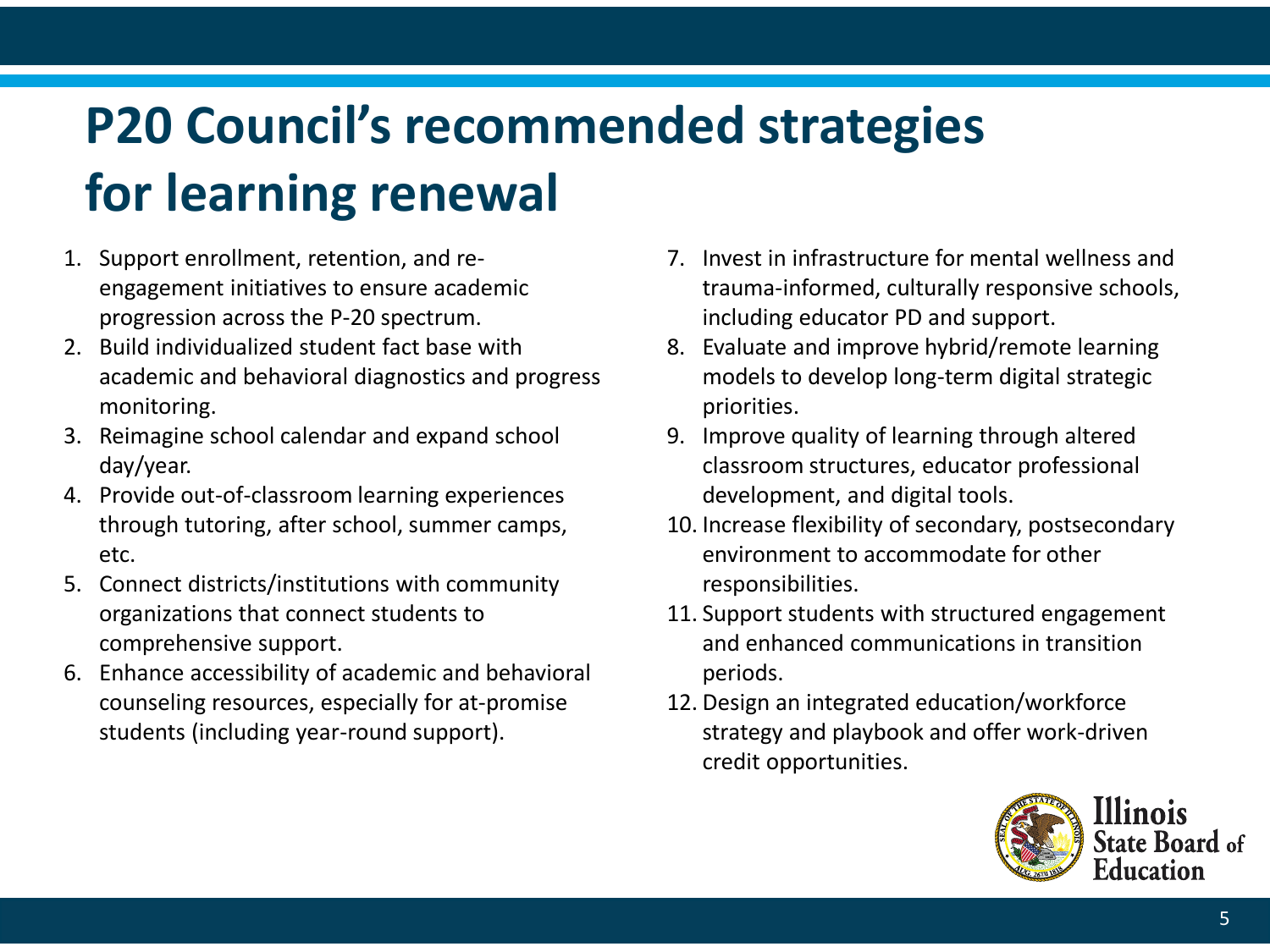# P20 Council's recommended strategies for learning renewal

1. Support enrollment, retention, and re-engagement initiatives to ensure academic progression across the P-20 spectrum.
2. Build individualized student fact base with academic and behavioral diagnostics and progress monitoring.
3. Reimagine school calendar and expand school day/year.
4. Provide out-of-classroom learning experiences through tutoring, after school, summer camps, etc.
5. Connect districts/institutions with community organizations that connect students to comprehensive support.
6. Enhance accessibility of academic and behavioral counseling resources, especially for at-promise students (including year-round support).
7. Invest in infrastructure for mental wellness and trauma-informed, culturally responsive schools, including educator PD and support.
8. Evaluate and improve hybrid/remote learning models to develop long-term digital strategic priorities.
9. Improve quality of learning through altered classroom structures, educator professional development, and digital tools.
10. Increase flexibility of secondary, postsecondary environment to accommodate for other responsibilities.
11. Support students with structured engagement and enhanced communications in transition periods.
12. Design an integrated education/workforce strategy and playbook and offer work-driven credit opportunities.

Illinois State Board of Education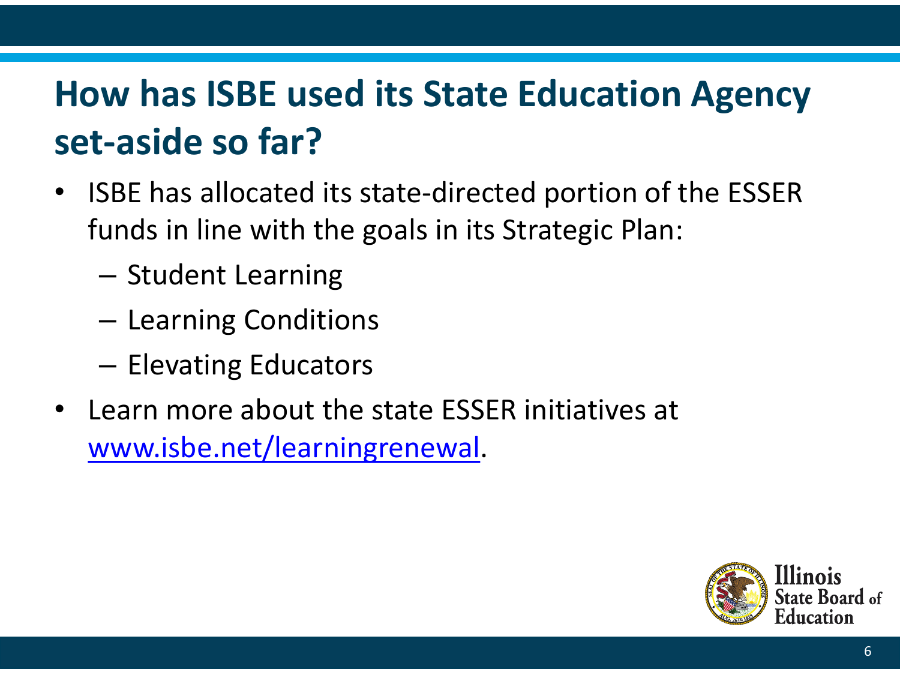# How has ISBE used its State Education Agency set-aside so far?

- ISBE has allocated its state-directed portion of the ESSER funds in line with the goals in its Strategic Plan:
  - Student Learning
  - Learning Conditions
  - Elevating Educators
- Learn more about the state ESSER initiatives at [www.isbe.net/learningrenewal](http://www.isbe.net/learningrenewal).

Illinois State Board of Education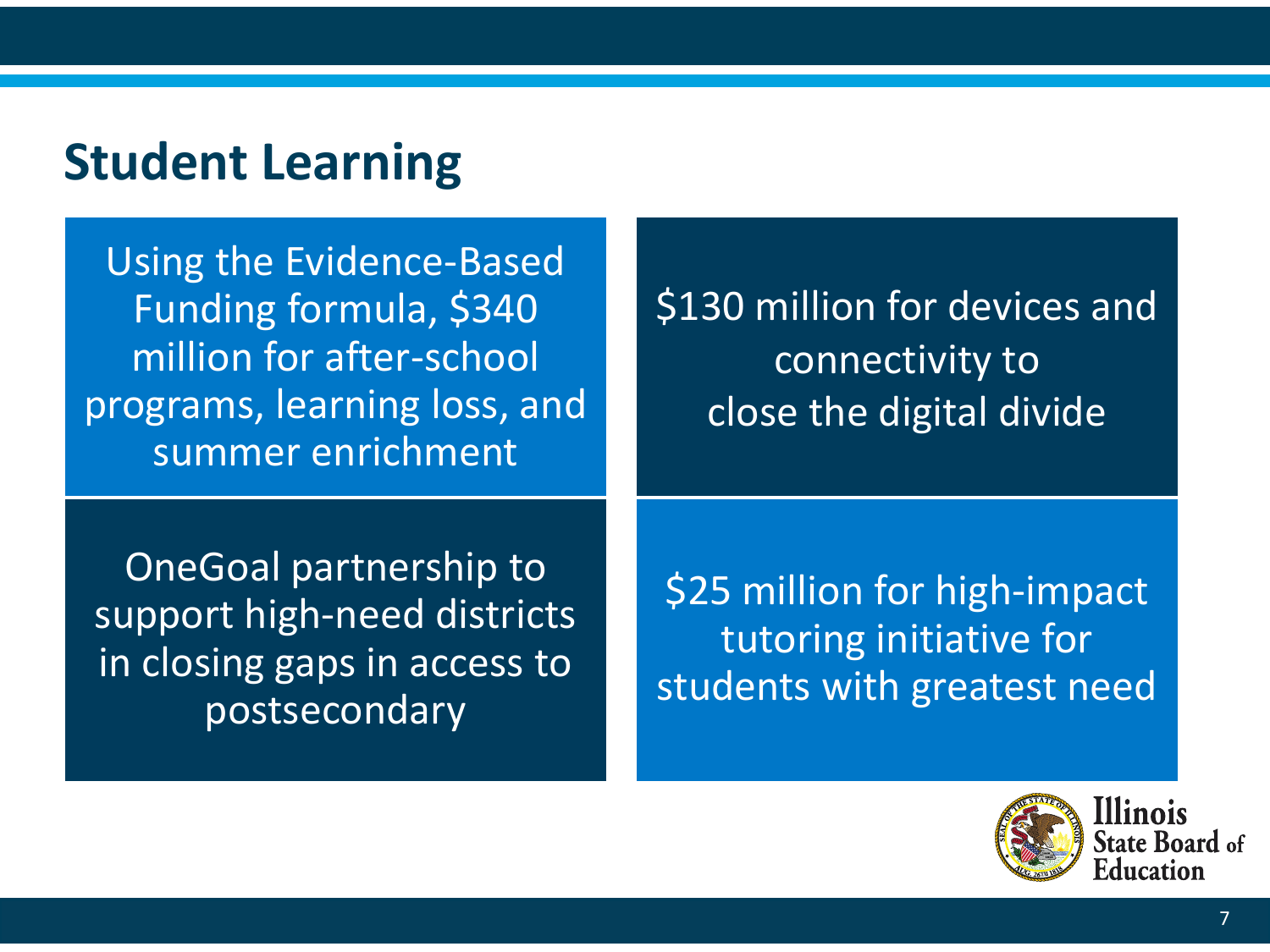# Student Learning

Using the Evidence-Based Funding formula, $340 million for after-school programs, learning loss, and summer enrichment

$130 million for devices and connectivity to close the digital divide

OneGoal partnership to support high-need districts in closing gaps in access to postsecondary

$25 million for high-impact tutoring initiative for students with greatest need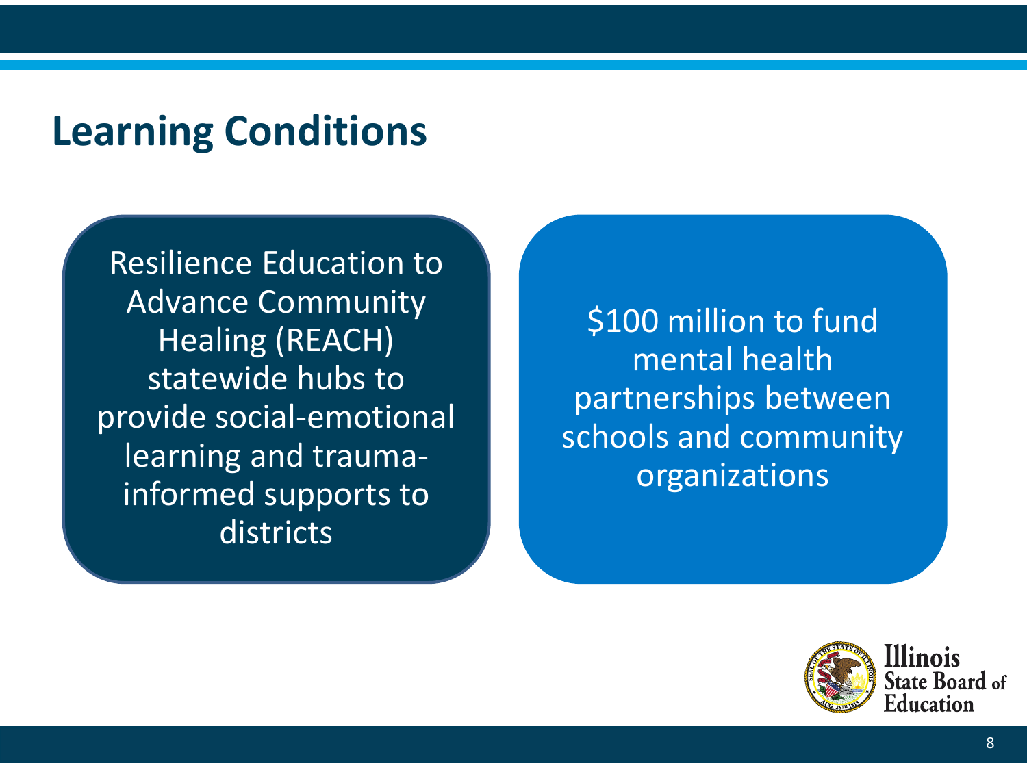# Learning Conditions

Resilience Education to Advance Community Healing (REACH) statewide hubs to provide social-emotional learning and trauma-informed supports to districts

$100 million to fund mental health partnerships between schools and community organizations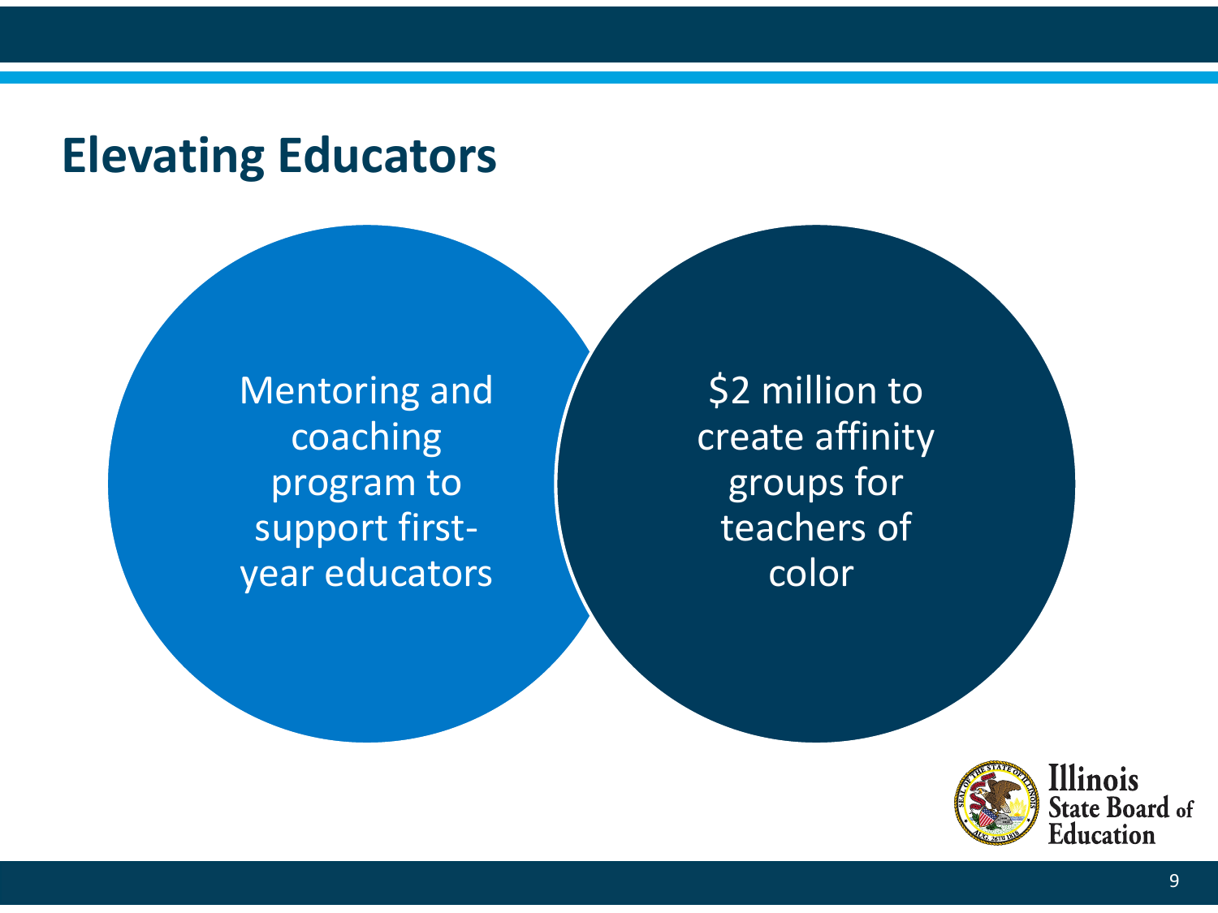# Elevating Educators

- Mentoring and coaching program to support first-year educators
- $2 million to create affinity groups for teachers of color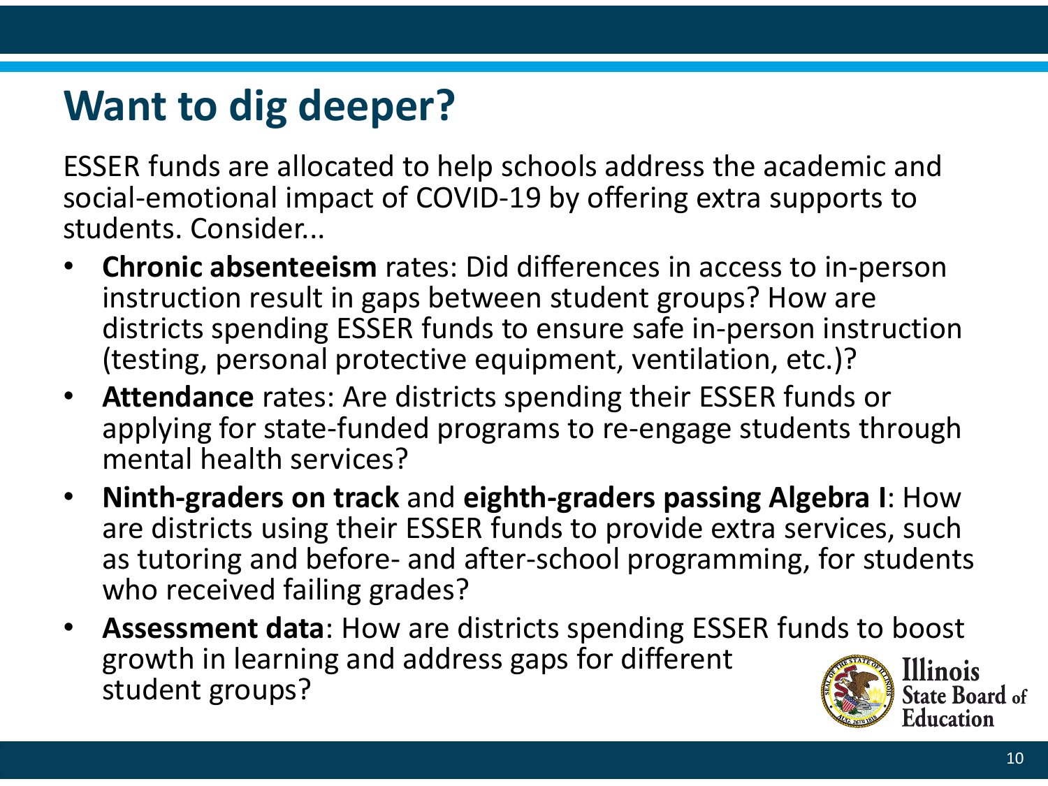# Want to dig deeper?

ESSER funds are allocated to help schools address the academic and social-emotional impact of COVID-19 by offering extra supports to students. Consider...

- **Chronic absenteeism** rates: Did differences in access to in-person instruction result in gaps between student groups? How are districts spending ESSER funds to ensure safe in-person instruction (testing, personal protective equipment, ventilation, etc.)?
- **Attendance** rates: Are districts spending their ESSER funds or applying for state-funded programs to re-engage students through mental health services?
- **Ninth-graders on track** and **eighth-graders passing Algebra I**: How are districts using their ESSER funds to provide extra services, such as tutoring and before- and after-school programming, for students who received failing grades?
- **Assessment data**: How are districts spending ESSER funds to boost growth in learning and address gaps for different student groups?

Illinois State Board of Education